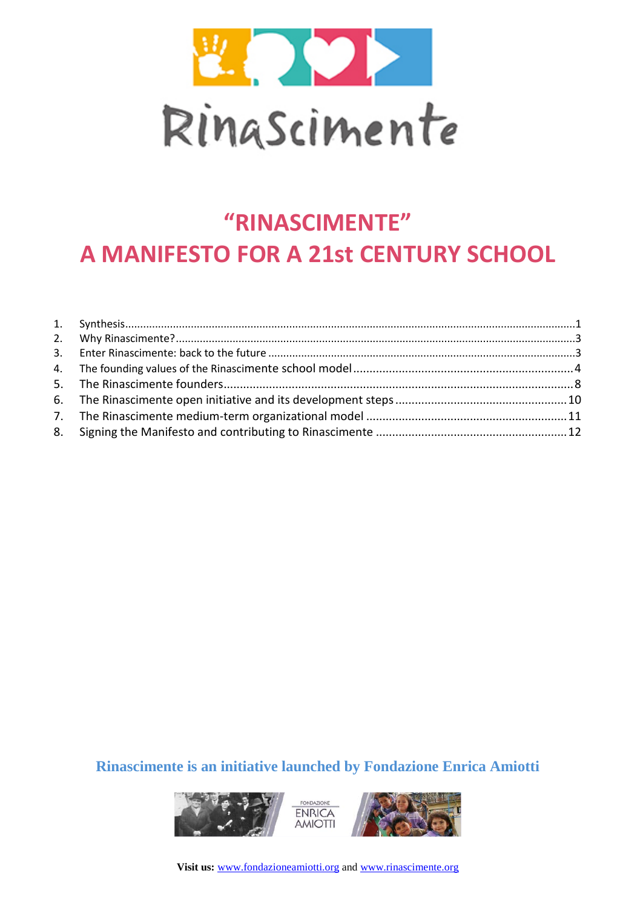Rinascimente

# "RINASCIMENTE"
# A MANIFESTO FOR A 21st CENTURY SCHOOL

1. Synthesis....1
2. Why Rinascimente?....3
3. Enter Rinascimente: back to the future....3
4. The founding values of the Rinascimente school model....4
5. The Rinascimente founders....8
6. The Rinascimente open initiative and its development steps....10
7. The Rinascimente medium-term organizational model....11
8. Signing the Manifesto and contributing to Rinascimente....12

**Rinascimente is an initiative launched by Fondazione Enrica Amiotti**

FONDAZIONE ENRICA AMIOTTI

**Visit us:** www.fondazioneamiotti.org and www.rinascimente.org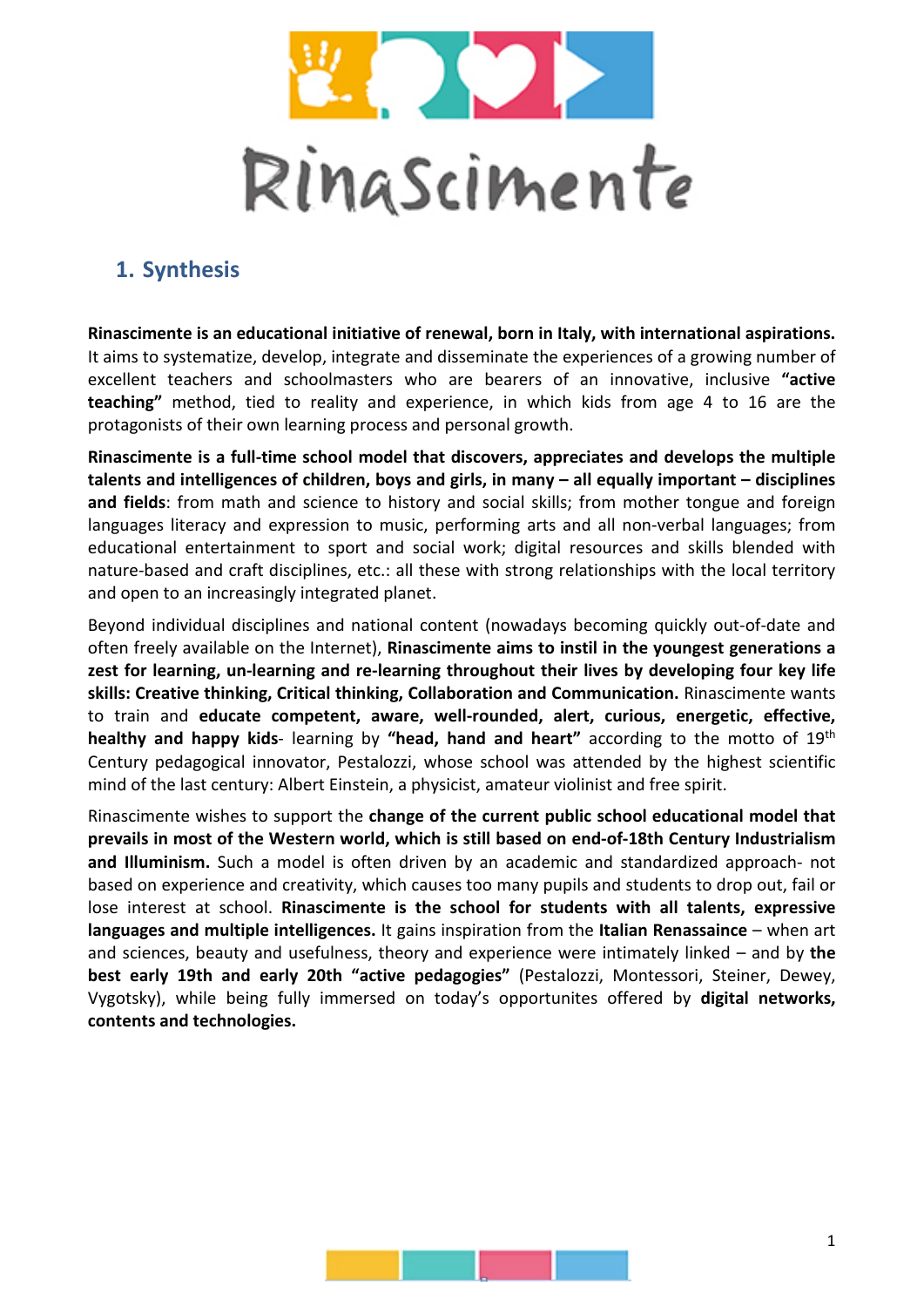RinaScimente

## 1. Synthesis

**Rinascimente is an educational initiative of renewal, born in Italy, with international aspirations.** It aims to systematize, develop, integrate and disseminate the experiences of a growing number of excellent teachers and schoolmasters who are bearers of an innovative, inclusive **"active teaching"** method, tied to reality and experience, in which kids from age 4 to 16 are the protagonists of their own learning process and personal growth.

**Rinascimente is a full-time school model that discovers, appreciates and develops the multiple talents and intelligences of children, boys and girls, in many – all equally important – disciplines and fields**: from math and science to history and social skills; from mother tongue and foreign languages literacy and expression to music, performing arts and all non-verbal languages; from educational entertainment to sport and social work; digital resources and skills blended with nature-based and craft disciplines, etc.: all these with strong relationships with the local territory and open to an increasingly integrated planet.

Beyond individual disciplines and national content (nowadays becoming quickly out-of-date and often freely available on the Internet), **Rinascimente aims to instil in the youngest generations a zest for learning, un-learning and re-learning throughout their lives by developing four key life skills: Creative thinking, Critical thinking, Collaboration and Communication.** Rinascimente wants to train and **educate competent, aware, well-rounded, alert, curious, energetic, effective, healthy and happy kids**- learning by **"head, hand and heart"** according to the motto of 19th Century pedagogical innovator, Pestalozzi, whose school was attended by the highest scientific mind of the last century: Albert Einstein, a physicist, amateur violinist and free spirit.

Rinascimente wishes to support the **change of the current public school educational model that prevails in most of the Western world, which is still based on end-of-18th Century Industrialism and Illuminism.** Such a model is often driven by an academic and standardized approach- not based on experience and creativity, which causes too many pupils and students to drop out, fail or lose interest at school. **Rinascimente is the school for students with all talents, expressive languages and multiple intelligences.** It gains inspiration from the **Italian Renassaince** – when art and sciences, beauty and usefulness, theory and experience were intimately linked – and by **the best early 19th and early 20th "active pedagogies"** (Pestalozzi, Montessori, Steiner, Dewey, Vygotsky), while being fully immersed on today's opportunites offered by **digital networks, contents and technologies.**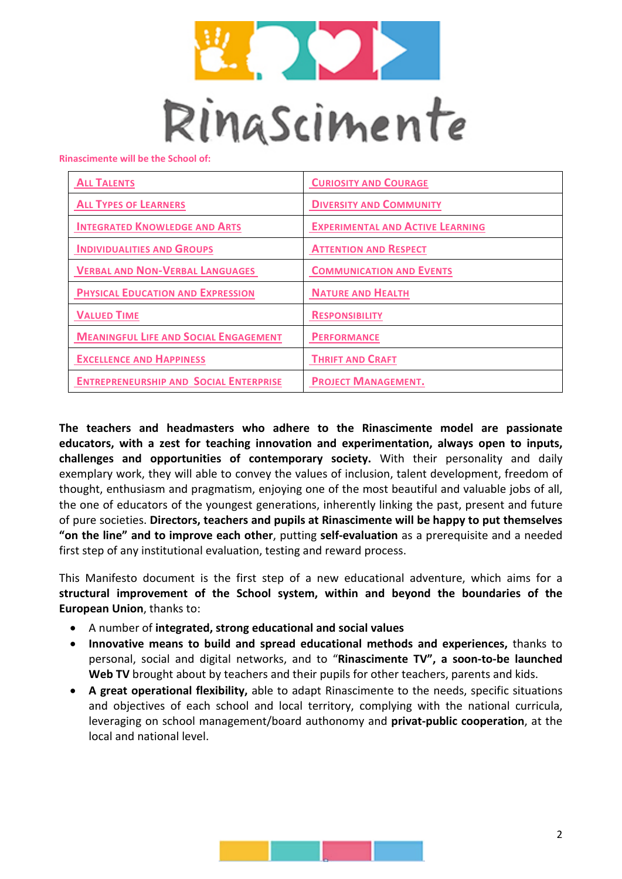# RinaScimente

Rinascimente will be the School of:

| All Talents | Curiosity and Courage |
|---|---|
| All Types of Learners | Diversity and Community |
| Integrated Knowledge and Arts | Experimental and Active Learning |
| Individualities and Groups | Attention and Respect |
| Verbal and Non-Verbal Languages | Communication and Events |
| Physical Education and Expression | Nature and Health |
| Valued Time | Responsibility |
| Meaningful Life and Social Engagement | Performance |
| Excellence and Happiness | Thrift and Craft |
| Entrepreneurship and Social Enterprise | Project Management. |

**The teachers and headmasters who adhere to the Rinascimente model are passionate educators, with a zest for teaching innovation and experimentation, always open to inputs, challenges and opportunities of contemporary society.** With their personality and daily exemplary work, they will able to convey the values of inclusion, talent development, freedom of thought, enthusiasm and pragmatism, enjoying one of the most beautiful and valuable jobs of all, the one of educators of the youngest generations, inherently linking the past, present and future of pure societies. **Directors, teachers and pupils at Rinascimente will be happy to put themselves "on the line" and to improve each other**, putting **self-evaluation** as a prerequisite and a needed first step of any institutional evaluation, testing and reward process.

This Manifesto document is the first step of a new educational adventure, which aims for a **structural improvement of the School system, within and beyond the boundaries of the European Union**, thanks to:

- A number of **integrated, strong educational and social values**
- **Innovative means to build and spread educational methods and experiences,** thanks to personal, social and digital networks, and to "**Rinascimente TV", a soon-to-be launched Web TV** brought about by teachers and their pupils for other teachers, parents and kids.
- **A great operational flexibility,** able to adapt Rinascimente to the needs, specific situations and objectives of each school and local territory, complying with the national curricula, leveraging on school management/board authonomy and **privat-public cooperation**, at the local and national level.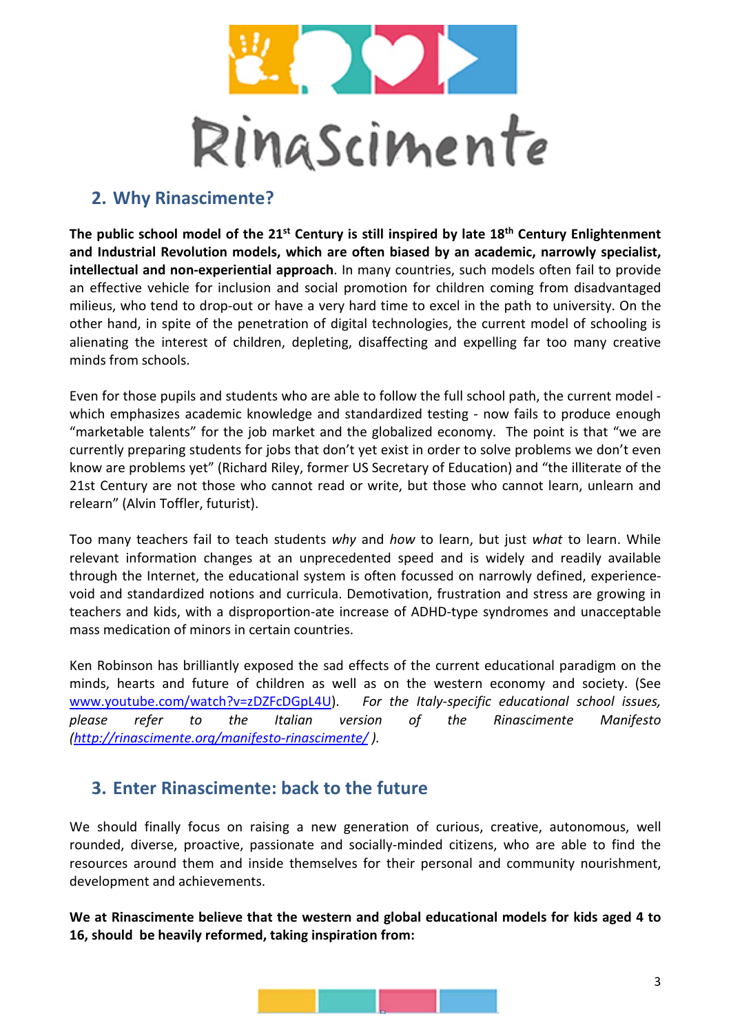## 2. Why Rinascimente?

**The public school model of the 21st Century is still inspired by late 18th Century Enlightenment and Industrial Revolution models, which are often biased by an academic, narrowly specialist, intellectual and non-experiential approach**. In many countries, such models often fail to provide an effective vehicle for inclusion and social promotion for children coming from disadvantaged milieus, who tend to drop-out or have a very hard time to excel in the path to university. On the other hand, in spite of the penetration of digital technologies, the current model of schooling is alienating the interest of children, depleting, disaffecting and expelling far too many creative minds from schools.

Even for those pupils and students who are able to follow the full school path, the current model - which emphasizes academic knowledge and standardized testing - now fails to produce enough "marketable talents" for the job market and the globalized economy. The point is that "we are currently preparing students for jobs that don't yet exist in order to solve problems we don't even know are problems yet" (Richard Riley, former US Secretary of Education) and "the illiterate of the 21st Century are not those who cannot read or write, but those who cannot learn, unlearn and relearn" (Alvin Toffler, futurist).

Too many teachers fail to teach students *why* and *how* to learn, but just *what* to learn. While relevant information changes at an unprecedented speed and is widely and readily available through the Internet, the educational system is often focussed on narrowly defined, experience-void and standardized notions and curricula. Demotivation, frustration and stress are growing in teachers and kids, with a disproportion-ate increase of ADHD-type syndromes and unacceptable mass medication of minors in certain countries.

Ken Robinson has brilliantly exposed the sad effects of the current educational paradigm on the minds, hearts and future of children as well as on the western economy and society. (See [www.youtube.com/watch?v=zDZFcDGpL4U](www.youtube.com/watch?v=zDZFcDGpL4U)). *For the Italy-specific educational school issues, please refer to the Italian version of the Rinascimente Manifesto ([http://rinascimente.org/manifesto-rinascimente/](http://rinascimente.org/manifesto-rinascimente/) ).*

## 3. Enter Rinascimente: back to the future

We should finally focus on raising a new generation of curious, creative, autonomous, well rounded, diverse, proactive, passionate and socially-minded citizens, who are able to find the resources around them and inside themselves for their personal and community nourishment, development and achievements.

**We at Rinascimente believe that the western and global educational models for kids aged 4 to 16, should be heavily reformed, taking inspiration from:**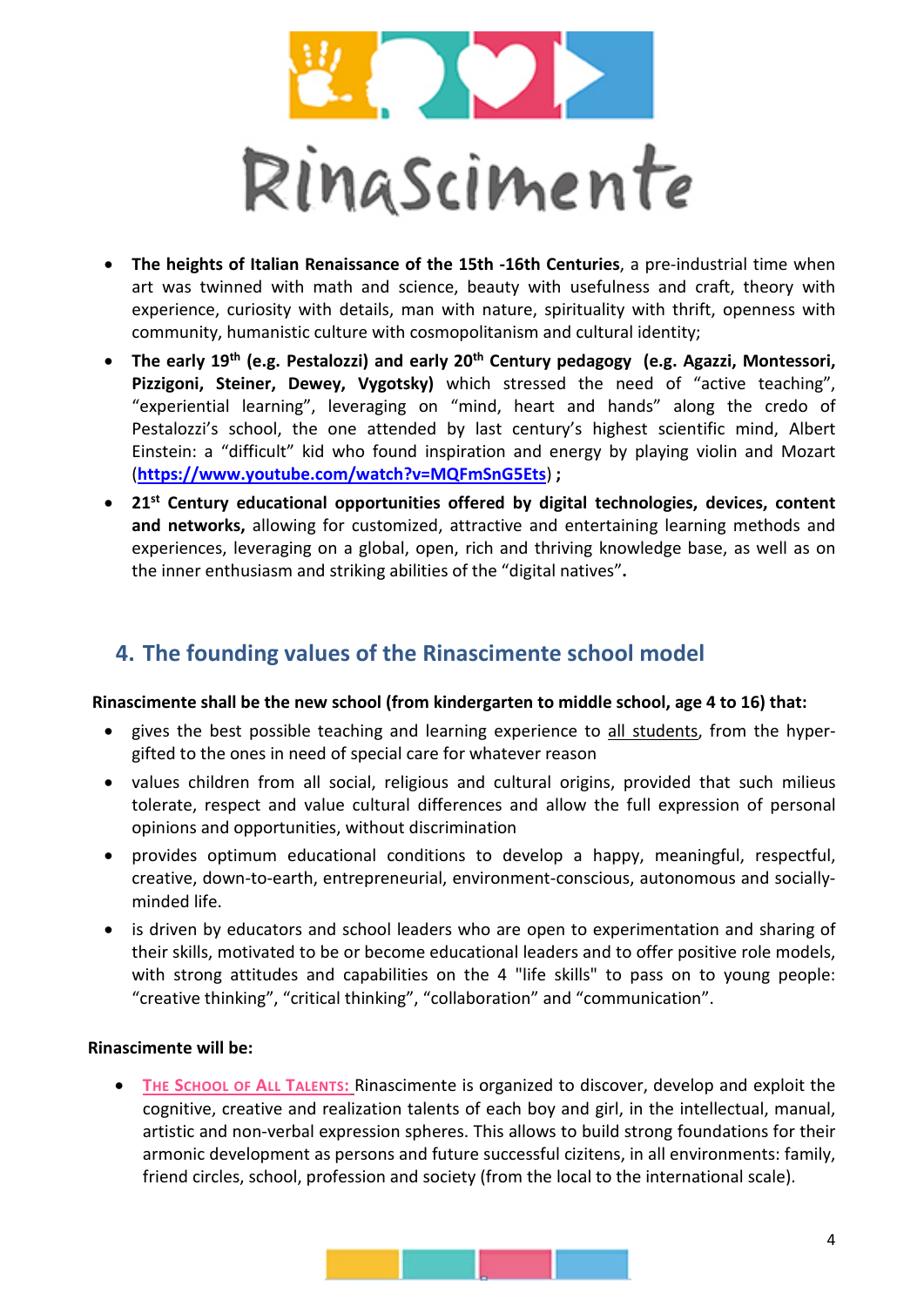- **The heights of Italian Renaissance of the 15th -16th Centuries**, a pre-industrial time when art was twinned with math and science, beauty with usefulness and craft, theory with experience, curiosity with details, man with nature, spirituality with thrift, openness with community, humanistic culture with cosmopolitanism and cultural identity;
- **The early 19th (e.g. Pestalozzi) and early 20th Century pedagogy (e.g. Agazzi, Montessori, Pizzigoni, Steiner, Dewey, Vygotsky)** which stressed the need of "active teaching", "experiential learning", leveraging on "mind, heart and hands" along the credo of Pestalozzi's school, the one attended by last century's highest scientific mind, Albert Einstein: a "difficult" kid who found inspiration and energy by playing violin and Mozart (**https://www.youtube.com/watch?v=MQFmSnG5Ets**) **;**
- **21st Century educational opportunities offered by digital technologies, devices, content and networks,** allowing for customized, attractive and entertaining learning methods and experiences, leveraging on a global, open, rich and thriving knowledge base, as well as on the inner enthusiasm and striking abilities of the "digital natives"**.**

## 4. The founding values of the Rinascimente school model

**Rinascimente shall be the new school (from kindergarten to middle school, age 4 to 16) that:**

- gives the best possible teaching and learning experience to all students, from the hyper-gifted to the ones in need of special care for whatever reason
- values children from all social, religious and cultural origins, provided that such milieus tolerate, respect and value cultural differences and allow the full expression of personal opinions and opportunities, without discrimination
- provides optimum educational conditions to develop a happy, meaningful, respectful, creative, down-to-earth, entrepreneurial, environment-conscious, autonomous and socially-minded life.
- is driven by educators and school leaders who are open to experimentation and sharing of their skills, motivated to be or become educational leaders and to offer positive role models, with strong attitudes and capabilities on the 4 "life skills" to pass on to young people: "creative thinking", "critical thinking", "collaboration" and "communication".

**Rinascimente will be:**

- THE SCHOOL OF ALL TALENTS: Rinascimente is organized to discover, develop and exploit the cognitive, creative and realization talents of each boy and girl, in the intellectual, manual, artistic and non-verbal expression spheres. This allows to build strong foundations for their armonic development as persons and future successful cizitens, in all environments: family, friend circles, school, profession and society (from the local to the international scale).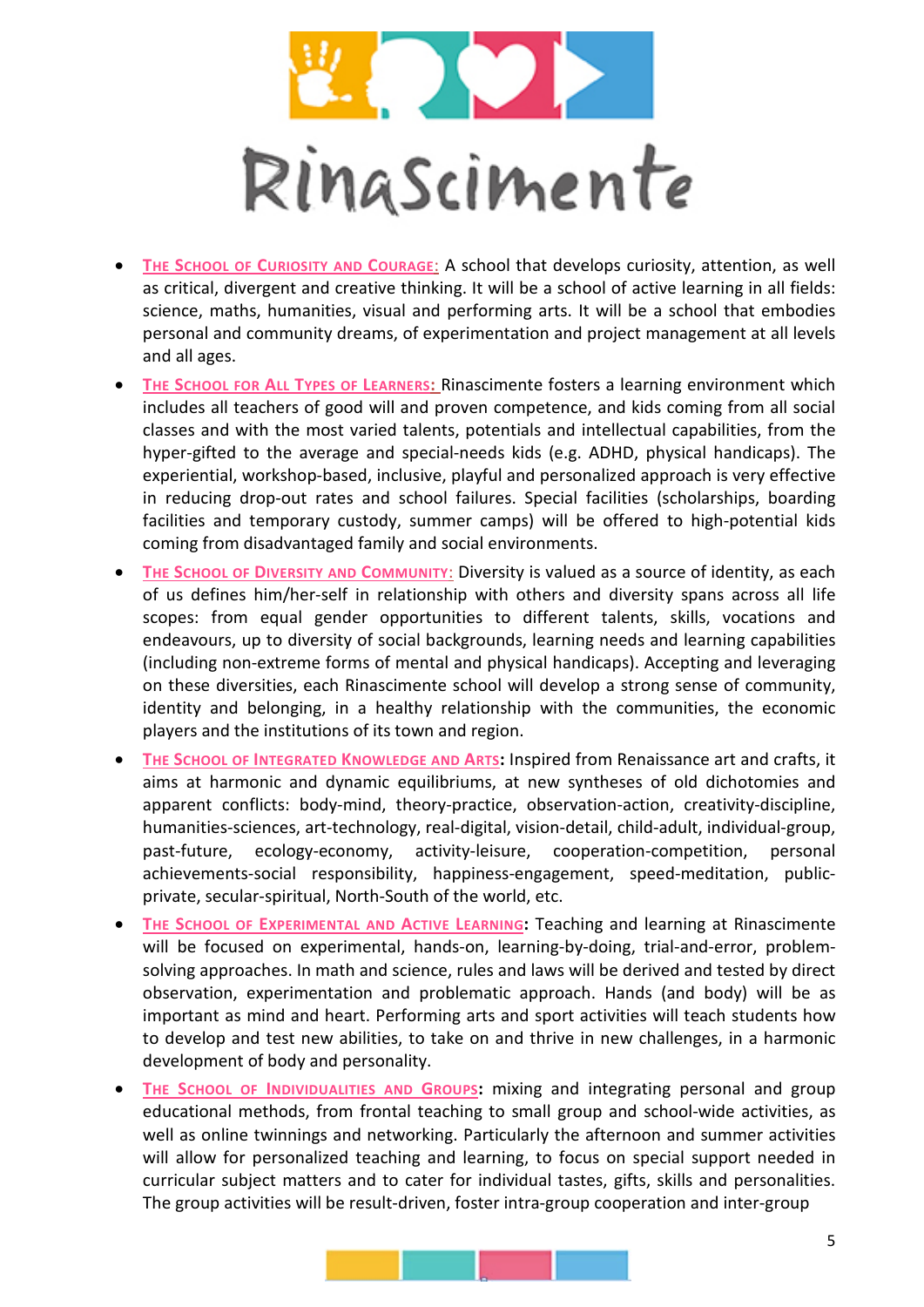- **The School of Curiosity and Courage:** A school that develops curiosity, attention, as well as critical, divergent and creative thinking. It will be a school of active learning in all fields: science, maths, humanities, visual and performing arts. It will be a school that embodies personal and community dreams, of experimentation and project management at all levels and all ages.
- **The School for All Types of Learners:** Rinascimente fosters a learning environment which includes all teachers of good will and proven competence, and kids coming from all social classes and with the most varied talents, potentials and intellectual capabilities, from the hyper-gifted to the average and special-needs kids (e.g. ADHD, physical handicaps). The experiential, workshop-based, inclusive, playful and personalized approach is very effective in reducing drop-out rates and school failures. Special facilities (scholarships, boarding facilities and temporary custody, summer camps) will be offered to high-potential kids coming from disadvantaged family and social environments.
- **The School of Diversity and Community:** Diversity is valued as a source of identity, as each of us defines him/her-self in relationship with others and diversity spans across all life scopes: from equal gender opportunities to different talents, skills, vocations and endeavours, up to diversity of social backgrounds, learning needs and learning capabilities (including non-extreme forms of mental and physical handicaps). Accepting and leveraging on these diversities, each Rinascimente school will develop a strong sense of community, identity and belonging, in a healthy relationship with the communities, the economic players and the institutions of its town and region.
- **The School of Integrated Knowledge and Arts:** Inspired from Renaissance art and crafts, it aims at harmonic and dynamic equilibriums, at new syntheses of old dichotomies and apparent conflicts: body-mind, theory-practice, observation-action, creativity-discipline, humanities-sciences, art-technology, real-digital, vision-detail, child-adult, individual-group, past-future, ecology-economy, activity-leisure, cooperation-competition, personal achievements-social responsibility, happiness-engagement, speed-meditation, public-private, secular-spiritual, North-South of the world, etc.
- **The School of Experimental and Active Learning:** Teaching and learning at Rinascimente will be focused on experimental, hands-on, learning-by-doing, trial-and-error, problem-solving approaches. In math and science, rules and laws will be derived and tested by direct observation, experimentation and problematic approach. Hands (and body) will be as important as mind and heart. Performing arts and sport activities will teach students how to develop and test new abilities, to take on and thrive in new challenges, in a harmonic development of body and personality.
- **The School of Individualities and Groups:** mixing and integrating personal and group educational methods, from frontal teaching to small group and school-wide activities, as well as online twinnings and networking. Particularly the afternoon and summer activities will allow for personalized teaching and learning, to focus on special support needed in curricular subject matters and to cater for individual tastes, gifts, skills and personalities. The group activities will be result-driven, foster intra-group cooperation and inter-group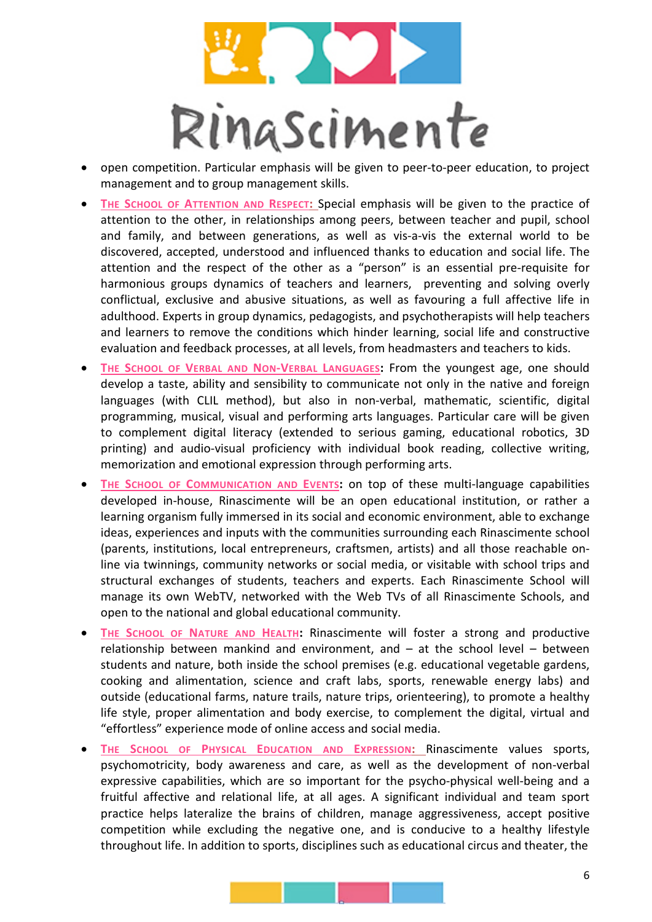- open competition. Particular emphasis will be given to peer-to-peer education, to project management and to group management skills.
- **The School of Attention and Respect:** Special emphasis will be given to the practice of attention to the other, in relationships among peers, between teacher and pupil, school and family, and between generations, as well as vis-a-vis the external world to be discovered, accepted, understood and influenced thanks to education and social life. The attention and the respect of the other as a "person" is an essential pre-requisite for harmonious groups dynamics of teachers and learners, preventing and solving overly conflictual, exclusive and abusive situations, as well as favouring a full affective life in adulthood. Experts in group dynamics, pedagogists, and psychotherapists will help teachers and learners to remove the conditions which hinder learning, social life and constructive evaluation and feedback processes, at all levels, from headmasters and teachers to kids.
- **The School of Verbal and Non-Verbal Languages:** From the youngest age, one should develop a taste, ability and sensibility to communicate not only in the native and foreign languages (with CLIL method), but also in non-verbal, mathematic, scientific, digital programming, musical, visual and performing arts languages. Particular care will be given to complement digital literacy (extended to serious gaming, educational robotics, 3D printing) and audio-visual proficiency with individual book reading, collective writing, memorization and emotional expression through performing arts.
- **The School of Communication and Events:** on top of these multi-language capabilities developed in-house, Rinascimente will be an open educational institution, or rather a learning organism fully immersed in its social and economic environment, able to exchange ideas, experiences and inputs with the communities surrounding each Rinascimente school (parents, institutions, local entrepreneurs, craftsmen, artists) and all those reachable on-line via twinnings, community networks or social media, or visitable with school trips and structural exchanges of students, teachers and experts. Each Rinascimente School will manage its own WebTV, networked with the Web TVs of all Rinascimente Schools, and open to the national and global educational community.
- **The School of Nature and Health:** Rinascimente will foster a strong and productive relationship between mankind and environment, and – at the school level – between students and nature, both inside the school premises (e.g. educational vegetable gardens, cooking and alimentation, science and craft labs, sports, renewable energy labs) and outside (educational farms, nature trails, nature trips, orienteering), to promote a healthy life style, proper alimentation and body exercise, to complement the digital, virtual and "effortless" experience mode of online access and social media.
- **The School of Physical Education and Expression:** Rinascimente values sports, psychomotricity, body awareness and care, as well as the development of non-verbal expressive capabilities, which are so important for the psycho-physical well-being and a fruitful affective and relational life, at all ages. A significant individual and team sport practice helps lateralize the brains of children, manage aggressiveness, accept positive competition while excluding the negative one, and is conducive to a healthy lifestyle throughout life. In addition to sports, disciplines such as educational circus and theater, the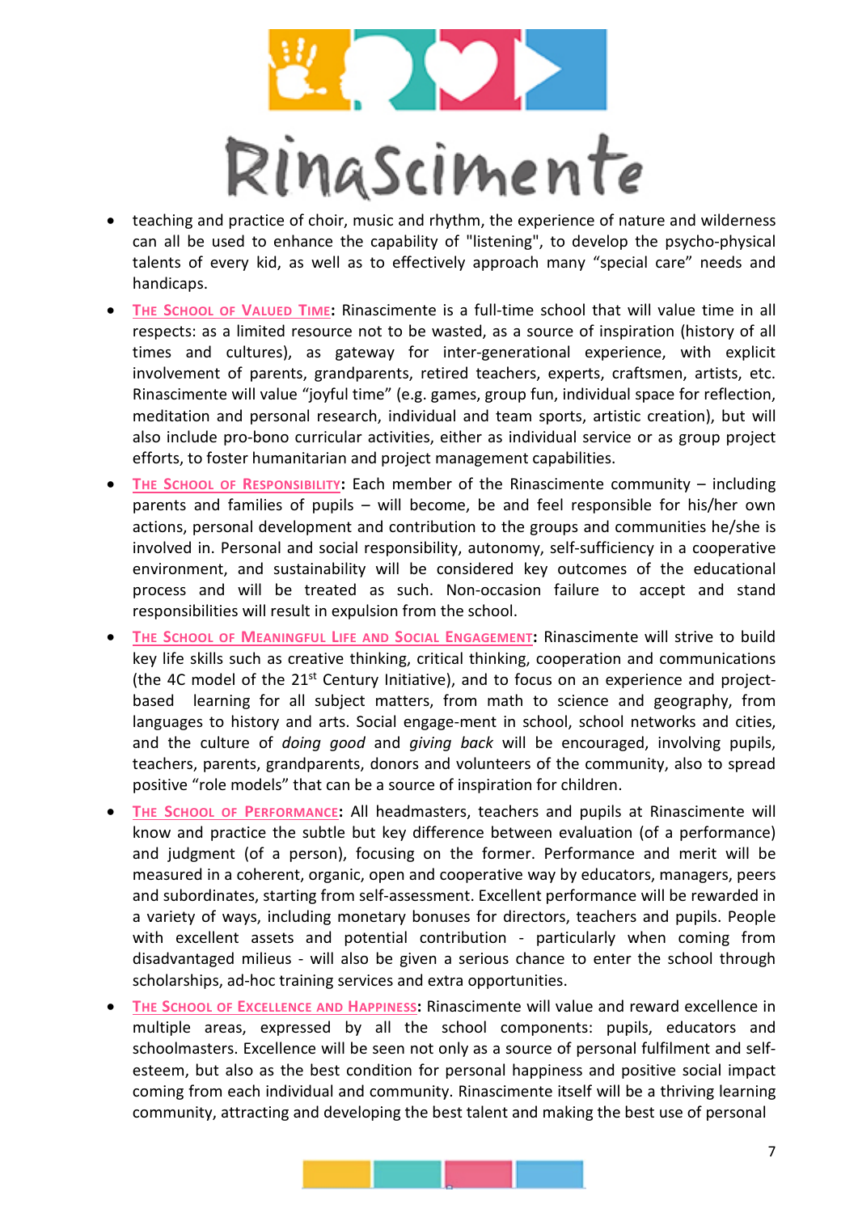- teaching and practice of choir, music and rhythm, the experience of nature and wilderness can all be used to enhance the capability of "listening", to develop the psycho-physical talents of every kid, as well as to effectively approach many “special care” needs and handicaps.
- **THE SCHOOL OF VALUED TIME:** Rinascimente is a full-time school that will value time in all respects: as a limited resource not to be wasted, as a source of inspiration (history of all times and cultures), as gateway for inter-generational experience, with explicit involvement of parents, grandparents, retired teachers, experts, craftsmen, artists, etc. Rinascimente will value “joyful time” (e.g. games, group fun, individual space for reflection, meditation and personal research, individual and team sports, artistic creation), but will also include pro-bono curricular activities, either as individual service or as group project efforts, to foster humanitarian and project management capabilities.
- **THE SCHOOL OF RESPONSIBILITY:** Each member of the Rinascimente community – including parents and families of pupils – will become, be and feel responsible for his/her own actions, personal development and contribution to the groups and communities he/she is involved in. Personal and social responsibility, autonomy, self-sufficiency in a cooperative environment, and sustainability will be considered key outcomes of the educational process and will be treated as such. Non-occasion failure to accept and stand responsibilities will result in expulsion from the school.
- **THE SCHOOL OF MEANINGFUL LIFE AND SOCIAL ENGAGEMENT:** Rinascimente will strive to build key life skills such as creative thinking, critical thinking, cooperation and communications (the 4C model of the 21st Century Initiative), and to focus on an experience and project-based learning for all subject matters, from math to science and geography, from languages to history and arts. Social engage-ment in school, school networks and cities, and the culture of *doing good* and *giving back* will be encouraged, involving pupils, teachers, parents, grandparents, donors and volunteers of the community, also to spread positive “role models” that can be a source of inspiration for children.
- **THE SCHOOL OF PERFORMANCE:** All headmasters, teachers and pupils at Rinascimente will know and practice the subtle but key difference between evaluation (of a performance) and judgment (of a person), focusing on the former. Performance and merit will be measured in a coherent, organic, open and cooperative way by educators, managers, peers and subordinates, starting from self-assessment. Excellent performance will be rewarded in a variety of ways, including monetary bonuses for directors, teachers and pupils. People with excellent assets and potential contribution - particularly when coming from disadvantaged milieus - will also be given a serious chance to enter the school through scholarships, ad-hoc training services and extra opportunities.
- **THE SCHOOL OF EXCELLENCE AND HAPPINESS:** Rinascimente will value and reward excellence in multiple areas, expressed by all the school components: pupils, educators and schoolmasters. Excellence will be seen not only as a source of personal fulfilment and self-esteem, but also as the best condition for personal happiness and positive social impact coming from each individual and community. Rinascimente itself will be a thriving learning community, attracting and developing the best talent and making the best use of personal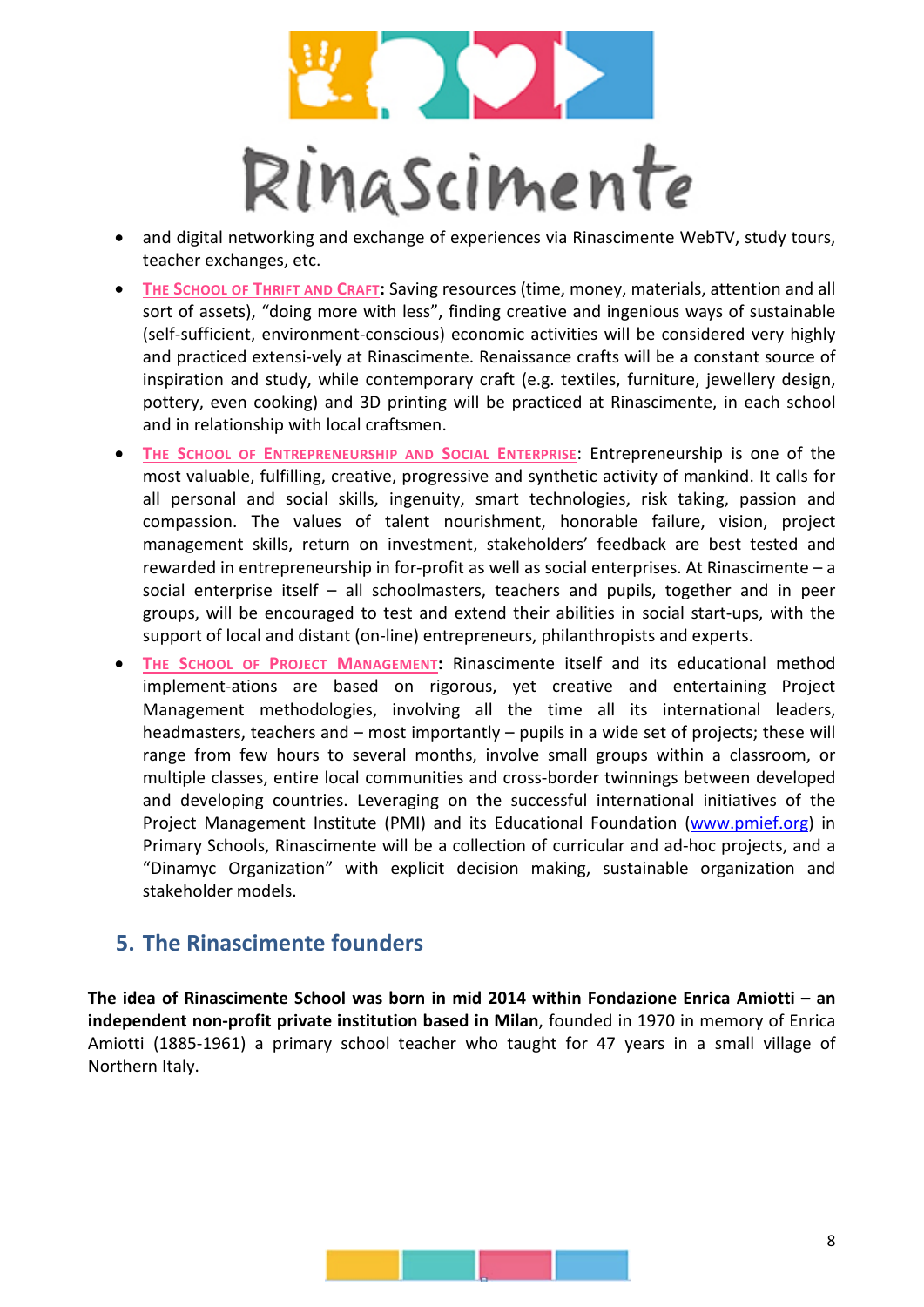- and digital networking and exchange of experiences via Rinascimente WebTV, study tours, teacher exchanges, etc.
- **The School of Thrift and Craft:** Saving resources (time, money, materials, attention and all sort of assets), "doing more with less", finding creative and ingenious ways of sustainable (self-sufficient, environment-conscious) economic activities will be considered very highly and practiced extensi-vely at Rinascimente. Renaissance crafts will be a constant source of inspiration and study, while contemporary craft (e.g. textiles, furniture, jewellery design, pottery, even cooking) and 3D printing will be practiced at Rinascimente, in each school and in relationship with local craftsmen.
- **The School of Entrepreneurship and Social Enterprise**: Entrepreneurship is one of the most valuable, fulfilling, creative, progressive and synthetic activity of mankind. It calls for all personal and social skills, ingenuity, smart technologies, risk taking, passion and compassion. The values of talent nourishment, honorable failure, vision, project management skills, return on investment, stakeholders' feedback are best tested and rewarded in entrepreneurship in for-profit as well as social enterprises. At Rinascimente – a social enterprise itself – all schoolmasters, teachers and pupils, together and in peer groups, will be encouraged to test and extend their abilities in social start-ups, with the support of local and distant (on-line) entrepreneurs, philanthropists and experts.
- **The School of Project Management:** Rinascimente itself and its educational method implement-ations are based on rigorous, yet creative and entertaining Project Management methodologies, involving all the time all its international leaders, headmasters, teachers and – most importantly – pupils in a wide set of projects; these will range from few hours to several months, involve small groups within a classroom, or multiple classes, entire local communities and cross-border twinnings between developed and developing countries. Leveraging on the successful international initiatives of the Project Management Institute (PMI) and its Educational Foundation (www.pmief.org) in Primary Schools, Rinascimente will be a collection of curricular and ad-hoc projects, and a "Dinamyc Organization" with explicit decision making, sustainable organization and stakeholder models.

## 5. The Rinascimente founders

**The idea of Rinascimente School was born in mid 2014 within Fondazione Enrica Amiotti – an independent non-profit private institution based in Milan**, founded in 1970 in memory of Enrica Amiotti (1885-1961) a primary school teacher who taught for 47 years in a small village of Northern Italy.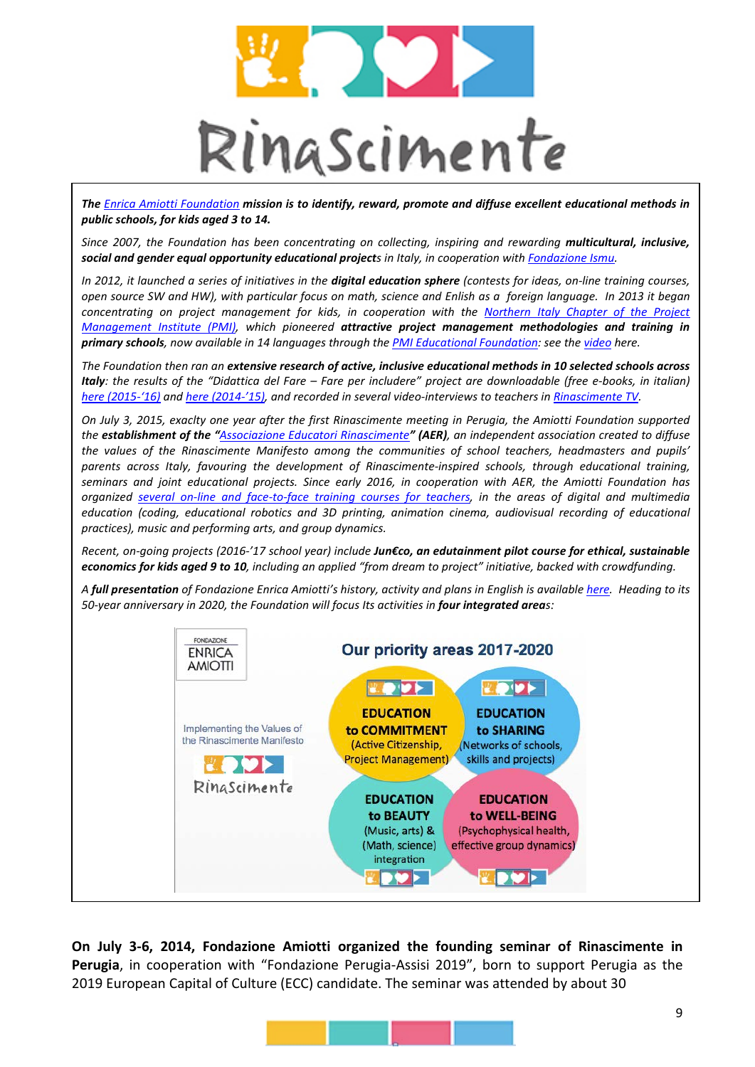# RinaScimente

***The Enrica Amiotti Foundation mission is to identify, reward, promote and diffuse excellent educational methods in public schools, for kids aged 3 to 14.***

*Since 2007, the Foundation has been concentrating on collecting, inspiring and rewarding **multicultural, inclusive, social and gender equal opportunity educational project**s in Italy, in cooperation with Fondazione Ismu.*

*In 2012, it launched a series of initiatives in the **digital education sphere** (contests for ideas, on-line training courses, open source SW and HW), with particular focus on math, science and Enlish as a foreign language. In 2013 it began concentrating on project management for kids, in cooperation with the Northern Italy Chapter of the Project Management Institute (PMI), which pioneered **attractive project management methodologies and training in primary schools**, now available in 14 languages through the PMI Educational Foundation: see the video here.*

*The Foundation then ran an **extensive research of active, inclusive educational methods in 10 selected schools across Italy**: the results of the "Didattica del Fare – Fare per includere" project are downloadable (free e-books, in italian) here (2015-'16) and here (2014-'15), and recorded in several video-interviews to teachers in Rinascimente TV.*

*On July 3, 2015, exaclty one year after the first Rinascimente meeting in Perugia, the Amiotti Foundation supported the **establishment of the "Associazione Educatori Rinascimente" (AER)**, an independent association created to diffuse the values of the Rinascimente Manifesto among the communities of school teachers, headmasters and pupils' parents across Italy, favouring the development of Rinascimente-inspired schools, through educational training, seminars and joint educational projects. Since early 2016, in cooperation with AER, the Amiotti Foundation has organized several on-line and face-to-face training courses for teachers, in the areas of digital and multimedia education (coding, educational robotics and 3D printing, animation cinema, audiovisual recording of educational practices), music and performing arts, and group dynamics.*

*Recent, on-going projects (2016-'17 school year) include **Jun€co, an edutainment pilot course for ethical, sustainable economics for kids aged 9 to 10**, including an applied "from dream to project" initiative, backed with crowdfunding.*

*A **full presentation** of Fondazione Enrica Amiotti's history, activity and plans in English is available here. Heading to its 50-year anniversary in 2020, the Foundation will focus Its activities in **four integrated area**s:*

FONDAZIONE ENRICA AMIOTTI

Implementing the Values of the Rinascimente Manifesto

RinaScimente

**Our priority areas 2017-2020**

- **EDUCATION to COMMITMENT** (Active Citizenship, Project Management)
- **EDUCATION to SHARING** (Networks of schools, skills and projects)
- **EDUCATION to BEAUTY** (Music, arts) & (Math, science) integration
- **EDUCATION to WELL-BEING** (Psychophysical health, effective group dynamics)

**On July 3-6, 2014, Fondazione Amiotti organized the founding seminar of Rinascimente in Perugia**, in cooperation with "Fondazione Perugia-Assisi 2019", born to support Perugia as the 2019 European Capital of Culture (ECC) candidate. The seminar was attended by about 30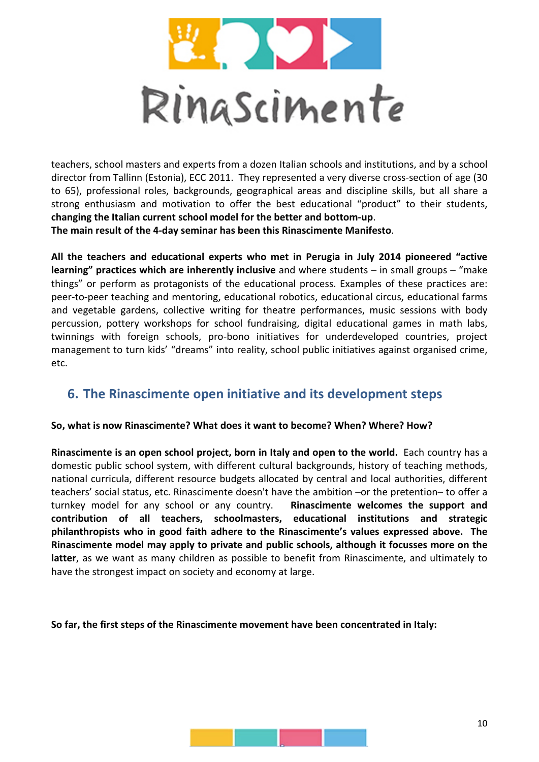teachers, school masters and experts from a dozen Italian schools and institutions, and by a school director from Tallinn (Estonia), ECC 2011. They represented a very diverse cross-section of age (30 to 65), professional roles, backgrounds, geographical areas and discipline skills, but all share a strong enthusiasm and motivation to offer the best educational "product" to their students, **changing the Italian current school model for the better and bottom-up**.

**The main result of the 4-day seminar has been this Rinascimente Manifesto**.

**All the teachers and educational experts who met in Perugia in July 2014 pioneered "active learning" practices which are inherently inclusive** and where students – in small groups – "make things" or perform as protagonists of the educational process. Examples of these practices are: peer-to-peer teaching and mentoring, educational robotics, educational circus, educational farms and vegetable gardens, collective writing for theatre performances, music sessions with body percussion, pottery workshops for school fundraising, digital educational games in math labs, twinnings with foreign schools, pro-bono initiatives for underdeveloped countries, project management to turn kids' "dreams" into reality, school public initiatives against organised crime, etc.

## 6. The Rinascimente open initiative and its development steps

**So, what is now Rinascimente? What does it want to become? When? Where? How?**

**Rinascimente is an open school project, born in Italy and open to the world.** Each country has a domestic public school system, with different cultural backgrounds, history of teaching methods, national curricula, different resource budgets allocated by central and local authorities, different teachers' social status, etc. Rinascimente doesn't have the ambition –or the pretention– to offer a turnkey model for any school or any country. **Rinascimente welcomes the support and contribution of all teachers, schoolmasters, educational institutions and strategic philanthropists who in good faith adhere to the Rinascimente's values expressed above. The Rinascimente model may apply to private and public schools, although it focusses more on the latter**, as we want as many children as possible to benefit from Rinascimente, and ultimately to have the strongest impact on society and economy at large.

**So far, the first steps of the Rinascimente movement have been concentrated in Italy:**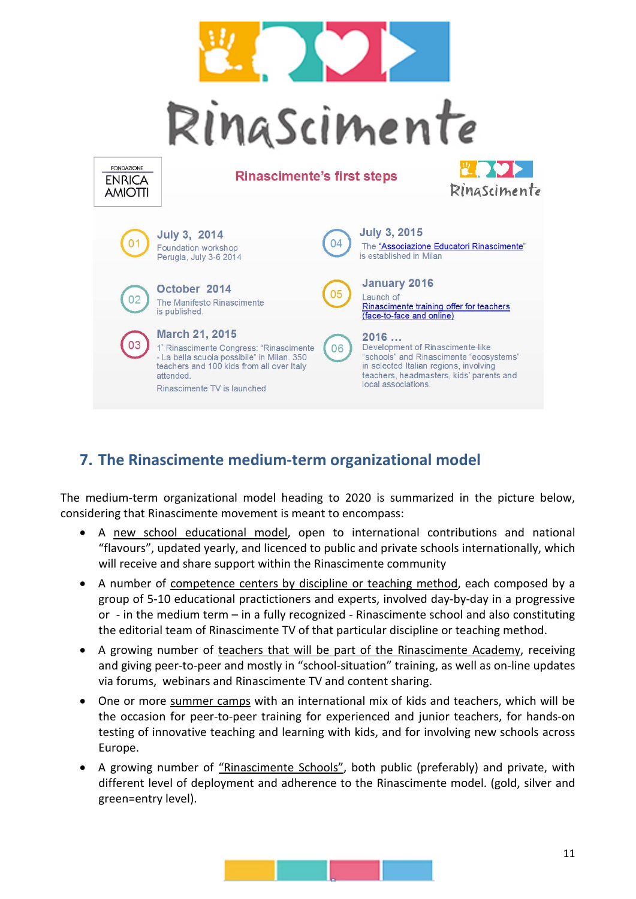Rinascimente

FONDAZIONE ENRICA AMIOTTI

**Rinascimente's first steps**

01 **July 3, 2014**
Foundation workshop
Perugia, July 3-6 2014

02 **October 2014**
The Manifesto Rinascimente is published.

03 **March 21, 2015**
1° Rinascimente Congress: "Rinascimente - La bella scuola possibile" in Milan. 350 teachers and 100 kids from all over Italy attended.
Rinascimente TV is launched

04 **July 3, 2015**
The "Associazione Educatori Rinascimente" is established in Milan

05 **January 2016**
Launch of
Rinascimente training offer for teachers (face-to-face and online)

06 **2016 …**
Development of Rinascimente-like "schools" and Rinascimente "ecosystems" in selected Italian regions, involving teachers, headmasters, kids' parents and local associations.

## 7. The Rinascimente medium-term organizational model

The medium-term organizational model heading to 2020 is summarized in the picture below, considering that Rinascimente movement is meant to encompass:

- A new school educational model, open to international contributions and national "flavours", updated yearly, and licenced to public and private schools internationally, which will receive and share support within the Rinascimente community
- A number of competence centers by discipline or teaching method, each composed by a group of 5-10 educational practictioners and experts, involved day-by-day in a progressive or - in the medium term – in a fully recognized - Rinascimente school and also constituting the editorial team of Rinascimente TV of that particular discipline or teaching method.
- A growing number of teachers that will be part of the Rinascimente Academy, receiving and giving peer-to-peer and mostly in "school-situation" training, as well as on-line updates via forums, webinars and Rinascimente TV and content sharing.
- One or more summer camps with an international mix of kids and teachers, which will be the occasion for peer-to-peer training for experienced and junior teachers, for hands-on testing of innovative teaching and learning with kids, and for involving new schools across Europe.
- A growing number of "Rinascimente Schools", both public (preferably) and private, with different level of deployment and adherence to the Rinascimente model. (gold, silver and green=entry level).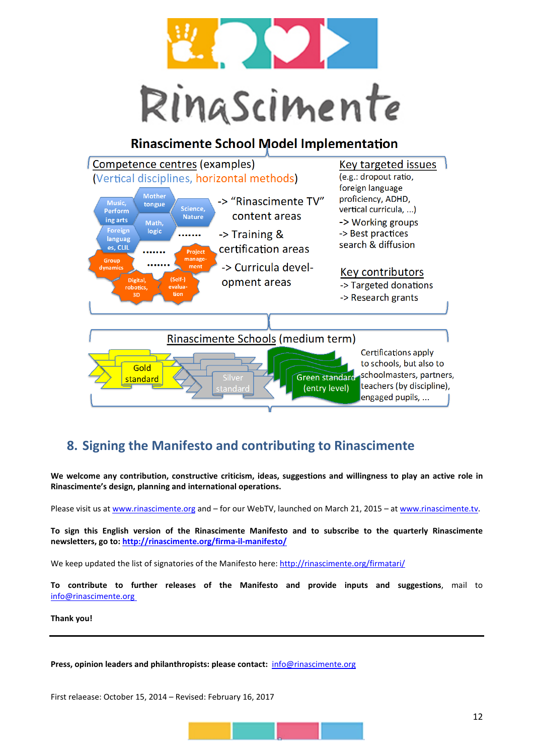RinaScimente

## Rinascimente School Model Implementation

Competence centres (examples)
(Vertical disciplines, horizontal methods)

Music, Performing arts · Mother tongue · Science, Nature · Foreign languages, CLIL · Math, logic · ....... · Group dynamics · ....... · ....... · Project management · Digital, robotics, 3D · (Self-) evaluation

-> "Rinascimente TV" content areas

-> Training & certification areas

-> Curricula development areas

Key targeted issues
(e.g.: dropout ratio, foreign language proficiency, ADHD, vertical curricula, ...)
-> Working groups
-> Best practices search & diffusion

Key contributors
-> Targeted donations
-> Research grants

Rinascimente Schools (medium term)

Gold standard · Silver standard · Green standard (entry level)

Certifications apply to schools, but also to schoolmasters, partners, teachers (by discipline), engaged pupils, ...

## 8. Signing the Manifesto and contributing to Rinascimente

**We welcome any contribution, constructive criticism, ideas, suggestions and willingness to play an active role in Rinascimente's design, planning and international operations.**

Please visit us at www.rinascimente.org and – for our WebTV, launched on March 21, 2015 – at www.rinascimente.tv.

**To sign this English version of the Rinascimente Manifesto and to subscribe to the quarterly Rinascimente newsletters, go to: http://rinascimente.org/firma-il-manifesto/**

We keep updated the list of signatories of the Manifesto here: http://rinascimente.org/firmatari/

**To contribute to further releases of the Manifesto and provide inputs and suggestions**, mail to info@rinascimente.org

**Thank you!**

---

**Press, opinion leaders and philanthropists: please contact:** info@rinascimente.org

First relaease: October 15, 2014 – Revised: February 16, 2017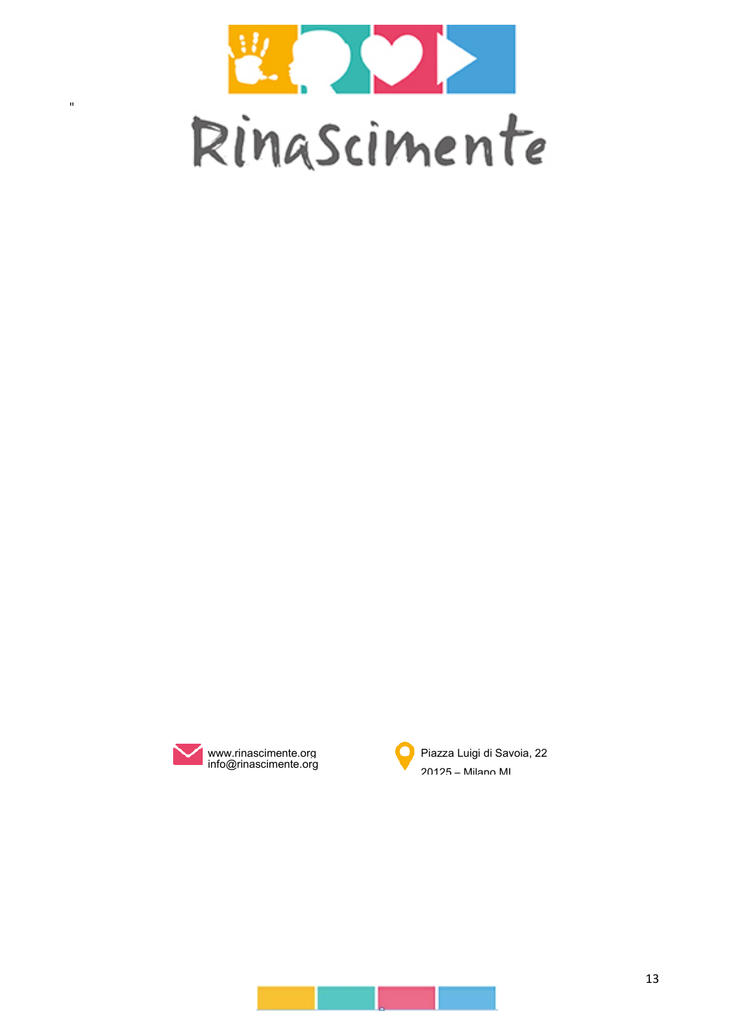RinaScimente

www.rinascimente.org
info@rinascimente.org

Piazza Luigi di Savoia, 22
20125 – Milano MI